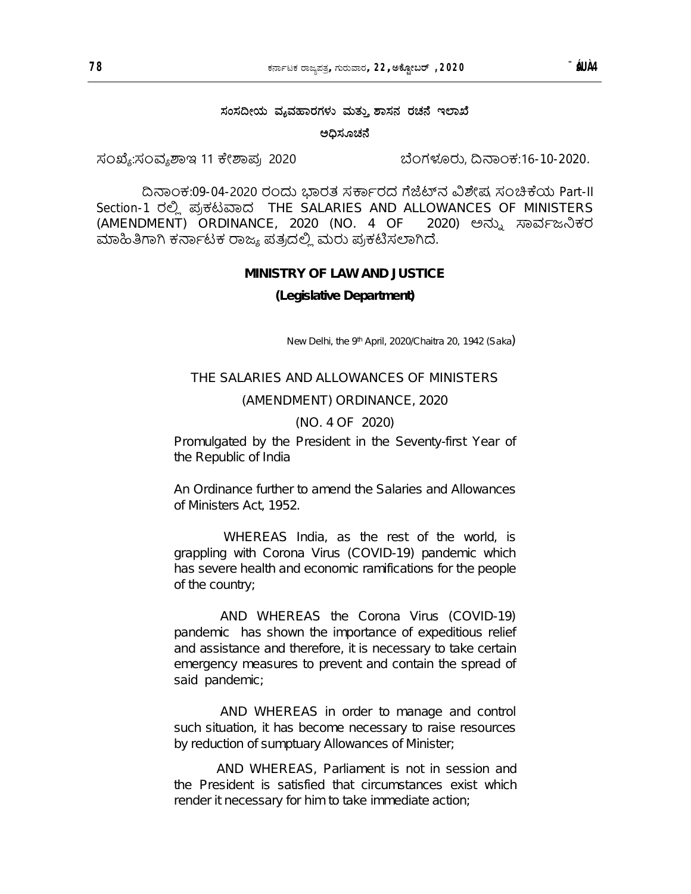**ಸಂಸದೀಯ ವ್ಯವಹಾರಗಳು ಮತ್ತು ಶಾಸನ ರಚನೆ ಇಲಾಖೆ**

**ಅಧಿಸೂಚನೆ**

ಸಂಖ್ಯೆ:ಸಂವ್ಯಶಾಇ 11 ಕೇಶಾಪ್ರ 2020 ಬೆಂಗಳೂರು, ದಿನಾಂಕ:16-10-2020.

ದಿನಾಂಕ:09-04-2020 ರಂದು ಭಾರತ ಸರ್ಕಾರದ ಗೆಜೆಟ್‌ನ ವಿಶೇಷ ಸಂಚಿಕೆಯ Part-II Section-1 ರಲ್ಲಿ ಪ್ರಕಟವಾದ THE SALARIES AND ALLOWANCES OF MINISTERS (AMENDMENT) ORDINANCE, 2020 (NO. 4 OF 2020) ಅನ್ನು ಸಾರ್ವಜನಿಕರ ಮಾಹಿತಿಗಾಗಿ ಕರ್ನಾಟಕ ರಾಜ್ಯ ಪತ್ರದಲ್ಲಿ ಮರು ಪ್ರಕಟಿಸಲಾಗಿದೆ.

**MINISTRY OF LAW AND JUSTICE**

**(Legislative Department)**

New Delhi, the 9th April, 2020/Chaitra 20, 1942 (Saka)

THE SALARIES AND ALLOWANCES OF MINISTERS

(AMENDMENT) ORDINANCE, 2020

(NO. 4 OF 2020)

Promulgated by the President in the Seventy-first Year of the Republic of India

An Ordinance further to amend the Salaries and Allowances of Ministers Act, 1952.

WHEREAS India, as the rest of the world, is grappling with Corona Virus (COVID-19) pandemic which has severe health and economic ramifications for the people of the country;

AND WHEREAS the Corona Virus (COVID-19) pandemic has shown the importance of expeditious relief and assistance and therefore, it is necessary to take certain emergency measures to prevent and contain the spread of said pandemic;

AND WHEREAS in order to manage and control such situation, it has become necessary to raise resources by reduction of sumptuary Allowances of Minister;

AND WHEREAS, Parliament is not in session and the President is satisfied that circumstances exist which render it necessary for him to take immediate action;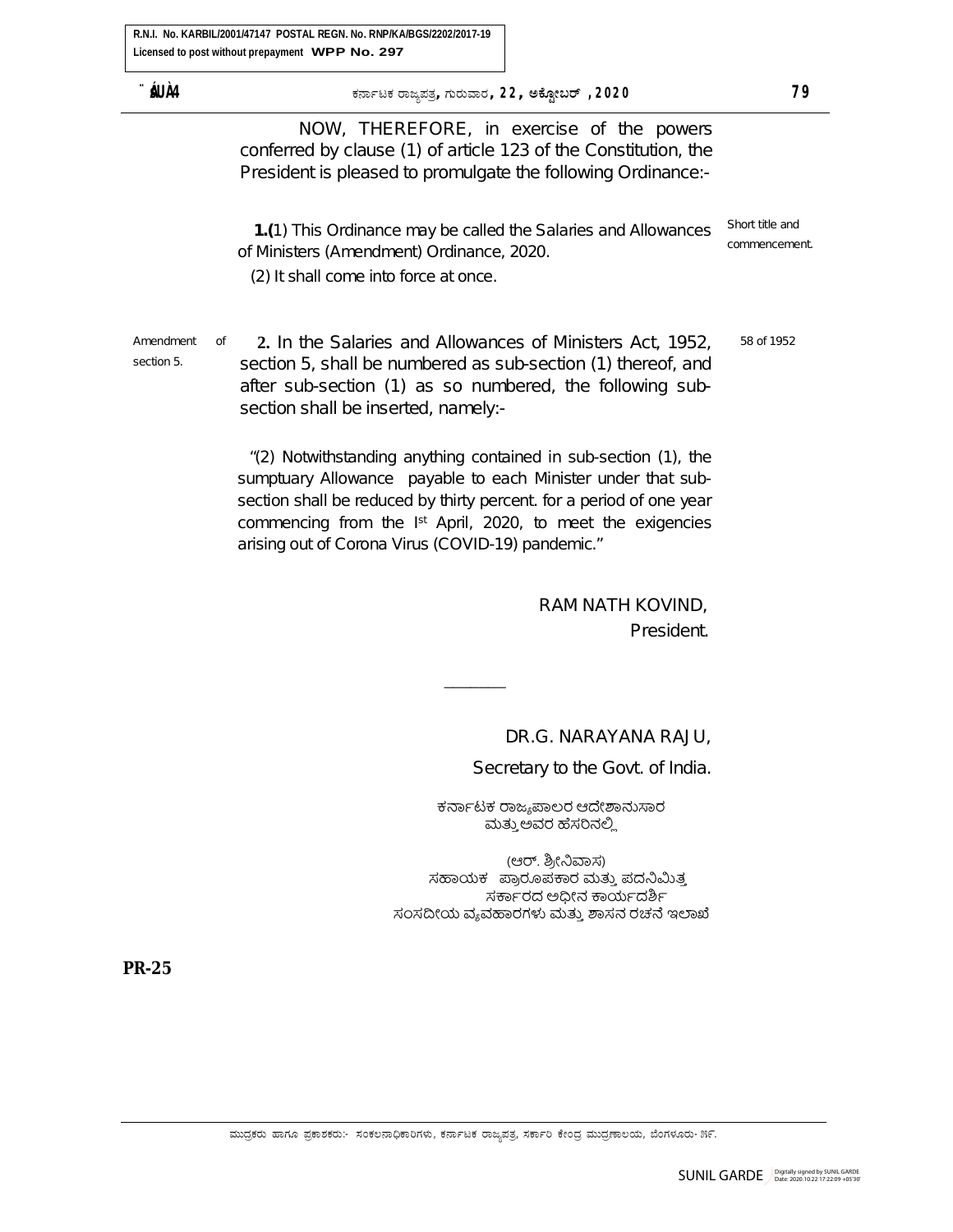R.N.I. No. KARBIL/2001/47147 POSTAL REGN. No. RNP/KA/BGS/2202/2017-19
Licensed to post without prepayment **WPP No. 297**

NOW, THEREFORE, in exercise of the powers conferred by clause (1) of article 123 of the Constitution, the President is pleased to promulgate the following Ordinance:-

Short title and commencement.

**1.(**1) This Ordinance may be called the Salaries and Allowances of Ministers (Amendment) Ordinance, 2020.

(2) It shall come into force at once.

Amendment of section 5.

58 of 1952

**2.** In the Salaries and Allowances of Ministers Act, 1952, section 5, shall be numbered as sub-section (1) thereof, and after sub-section (1) as so numbered, the following sub-section shall be inserted, namely:-

"(2) Notwithstanding anything contained in sub-section (1), the sumptuary Allowance payable to each Minister under that sub-section shall be reduced by thirty percent. for a period of one year commencing from the I[st] April, 2020, to meet the exigencies arising out of Corona Virus (COVID-19) pandemic."

RAM NATH KOVIND,
President.

---

DR.G. NARAYANA RAJU,
Secretary to the Govt. of India.

ಕರ್ನಾಟಕ ರಾಜ್ಯಪಾಲರ ಆದೇಶಾನುಸಾರ
ಮತ್ತು ಅವರ ಹೆಸರಿನಲ್ಲಿ

(ಆರ್. ಶ್ರೀನಿವಾಸ)
ಸಹಾಯಕ ಪ್ರಾರೂಪಕಾರ ಮತ್ತು ಪದನಿಮಿತ್ತ
ಸರ್ಕಾರದ ಅಧೀನ ಕಾರ್ಯದರ್ಶಿ
ಸಂಸದೀಯ ವ್ಯವಹಾರಗಳು ಮತ್ತು ಶಾಸನ ರಚನೆ ಇಲಾಖೆ

**PR-25**

ಮುದ್ರಕರು ಹಾಗೂ ಪ್ರಕಾಶಕರು:- ಸಂಕಲನಾಧಿಕಾರಿಗಳು, ಕರ್ನಾಟಕ ರಾಜ್ಯಪತ್ರ, ಸರ್ಕಾರಿ ಕೇಂದ್ರ ಮುದ್ರಣಾಲಯ, ಬೆಂಗಳೂರು- ೫೬.